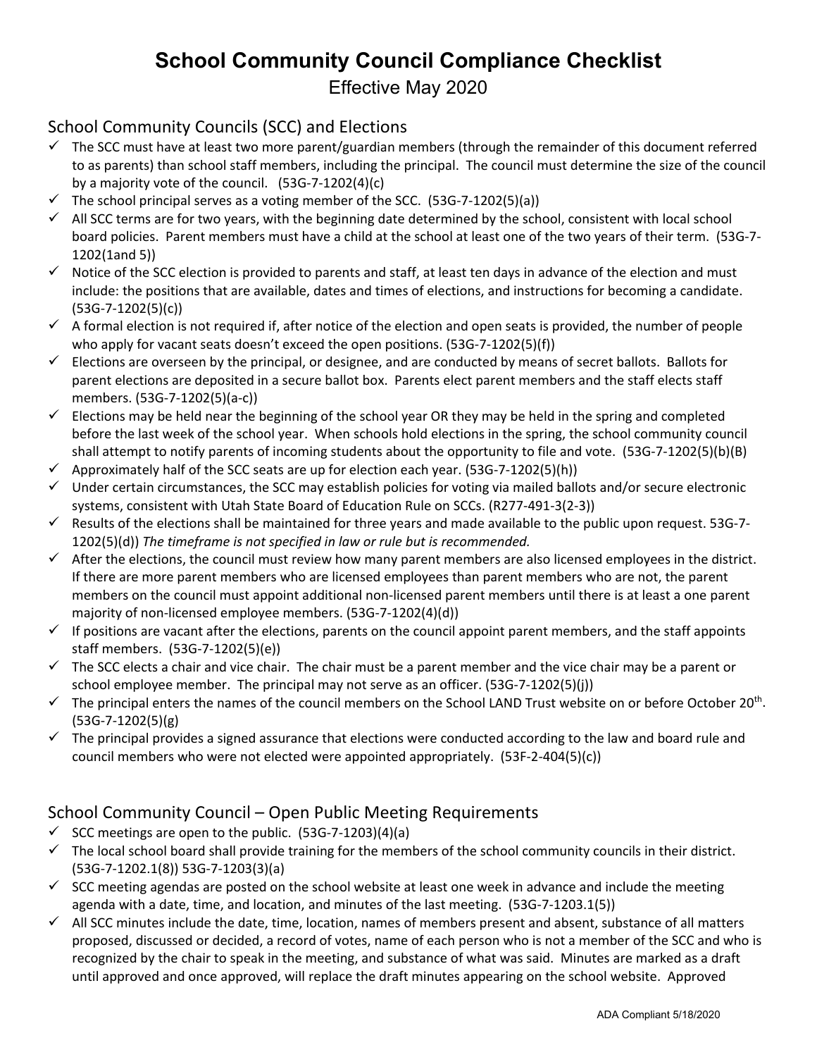# School Community Council Compliance Checklist

Effective May 2020

## School Community Councils (SCC) and Elections

- ✓ The SCC must have at least two more parent/guardian members (through the remainder of this document referred to as parents) than school staff members, including the principal. The council must determine the size of the council by a majority vote of the council. (53G-7-1202(4)(c)
- ✓ The school principal serves as a voting member of the SCC. (53G-7-1202(5)(a))
- ✓ All SCC terms are for two years, with the beginning date determined by the school, consistent with local school board policies. Parent members must have a child at the school at least one of the two years of their term. (53G-7-1202(1and 5))
- ✓ Notice of the SCC election is provided to parents and staff, at least ten days in advance of the election and must include: the positions that are available, dates and times of elections, and instructions for becoming a candidate. (53G-7-1202(5)(c))
- ✓ A formal election is not required if, after notice of the election and open seats is provided, the number of people who apply for vacant seats doesn't exceed the open positions. (53G-7-1202(5)(f))
- ✓ Elections are overseen by the principal, or designee, and are conducted by means of secret ballots. Ballots for parent elections are deposited in a secure ballot box. Parents elect parent members and the staff elects staff members. (53G-7-1202(5)(a-c))
- ✓ Elections may be held near the beginning of the school year OR they may be held in the spring and completed before the last week of the school year. When schools hold elections in the spring, the school community council shall attempt to notify parents of incoming students about the opportunity to file and vote. (53G-7-1202(5)(b)(B)
- ✓ Approximately half of the SCC seats are up for election each year. (53G-7-1202(5)(h))
- ✓ Under certain circumstances, the SCC may establish policies for voting via mailed ballots and/or secure electronic systems, consistent with Utah State Board of Education Rule on SCCs. (R277-491-3(2-3))
- ✓ Results of the elections shall be maintained for three years and made available to the public upon request. 53G-7-1202(5)(d)) *The timeframe is not specified in law or rule but is recommended.*
- ✓ After the elections, the council must review how many parent members are also licensed employees in the district. If there are more parent members who are licensed employees than parent members who are not, the parent members on the council must appoint additional non-licensed parent members until there is at least a one parent majority of non-licensed employee members. (53G-7-1202(4)(d))
- ✓ If positions are vacant after the elections, parents on the council appoint parent members, and the staff appoints staff members. (53G-7-1202(5)(e))
- ✓ The SCC elects a chair and vice chair. The chair must be a parent member and the vice chair may be a parent or school employee member. The principal may not serve as an officer. (53G-7-1202(5)(j))
- ✓ The principal enters the names of the council members on the School LAND Trust website on or before October 20th. (53G-7-1202(5)(g)
- ✓ The principal provides a signed assurance that elections were conducted according to the law and board rule and council members who were not elected were appointed appropriately. (53F-2-404(5)(c))

## School Community Council – Open Public Meeting Requirements

- ✓ SCC meetings are open to the public. (53G-7-1203)(4)(a)
- ✓ The local school board shall provide training for the members of the school community councils in their district. (53G-7-1202.1(8)) 53G-7-1203(3)(a)
- ✓ SCC meeting agendas are posted on the school website at least one week in advance and include the meeting agenda with a date, time, and location, and minutes of the last meeting. (53G-7-1203.1(5))
- ✓ All SCC minutes include the date, time, location, names of members present and absent, substance of all matters proposed, discussed or decided, a record of votes, name of each person who is not a member of the SCC and who is recognized by the chair to speak in the meeting, and substance of what was said. Minutes are marked as a draft until approved and once approved, will replace the draft minutes appearing on the school website. Approved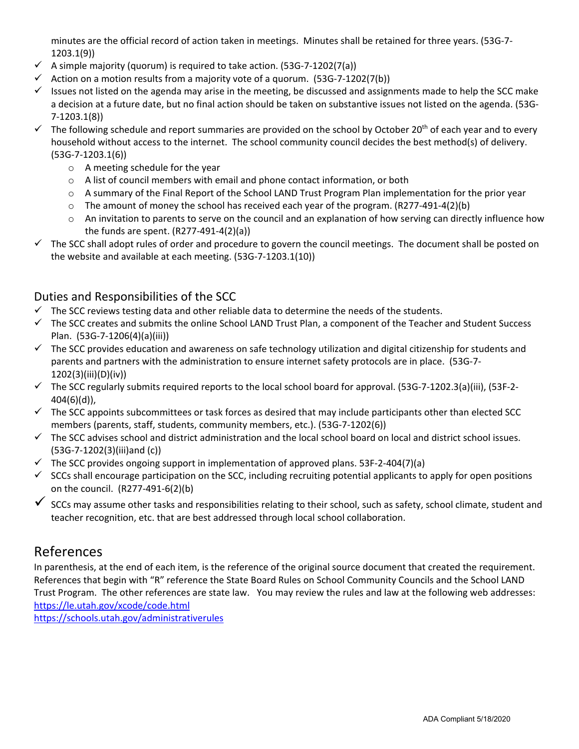minutes are the official record of action taken in meetings. Minutes shall be retained for three years. (53G-7-1203.1(9))

- ✓ A simple majority (quorum) is required to take action. (53G-7-1202(7(a))
- ✓ Action on a motion results from a majority vote of a quorum. (53G-7-1202(7(b))
- ✓ Issues not listed on the agenda may arise in the meeting, be discussed and assignments made to help the SCC make a decision at a future date, but no final action should be taken on substantive issues not listed on the agenda. (53G-7-1203.1(8))
- ✓ The following schedule and report summaries are provided on the school by October 20th of each year and to every household without access to the internet. The school community council decides the best method(s) of delivery. (53G-7-1203.1(6))
    - A meeting schedule for the year
    - A list of council members with email and phone contact information, or both
    - A summary of the Final Report of the School LAND Trust Program Plan implementation for the prior year
    - The amount of money the school has received each year of the program. (R277-491-4(2)(b)
    - An invitation to parents to serve on the council and an explanation of how serving can directly influence how the funds are spent. (R277-491-4(2)(a))
- ✓ The SCC shall adopt rules of order and procedure to govern the council meetings. The document shall be posted on the website and available at each meeting. (53G-7-1203.1(10))

## Duties and Responsibilities of the SCC

- ✓ The SCC reviews testing data and other reliable data to determine the needs of the students.
- ✓ The SCC creates and submits the online School LAND Trust Plan, a component of the Teacher and Student Success Plan. (53G-7-1206(4)(a)(iii))
- ✓ The SCC provides education and awareness on safe technology utilization and digital citizenship for students and parents and partners with the administration to ensure internet safety protocols are in place. (53G-7-1202(3)(iii)(D)(iv))
- ✓ The SCC regularly submits required reports to the local school board for approval. (53G-7-1202.3(a)(iii), (53F-2-404(6)(d)),
- ✓ The SCC appoints subcommittees or task forces as desired that may include participants other than elected SCC members (parents, staff, students, community members, etc.). (53G-7-1202(6))
- ✓ The SCC advises school and district administration and the local school board on local and district school issues. (53G-7-1202(3)(iii)and (c))
- ✓ The SCC provides ongoing support in implementation of approved plans. 53F-2-404(7)(a)
- ✓ SCCs shall encourage participation on the SCC, including recruiting potential applicants to apply for open positions on the council. (R277-491-6(2)(b)
- ✓ SCCs may assume other tasks and responsibilities relating to their school, such as safety, school climate, student and teacher recognition, etc. that are best addressed through local school collaboration.

# References

In parenthesis, at the end of each item, is the reference of the original source document that created the requirement. References that begin with "R" reference the State Board Rules on School Community Councils and the School LAND Trust Program. The other references are state law. You may review the rules and law at the following web addresses:
https://le.utah.gov/xcode/code.html
https://schools.utah.gov/administrativerules

ADA Compliant 5/18/2020